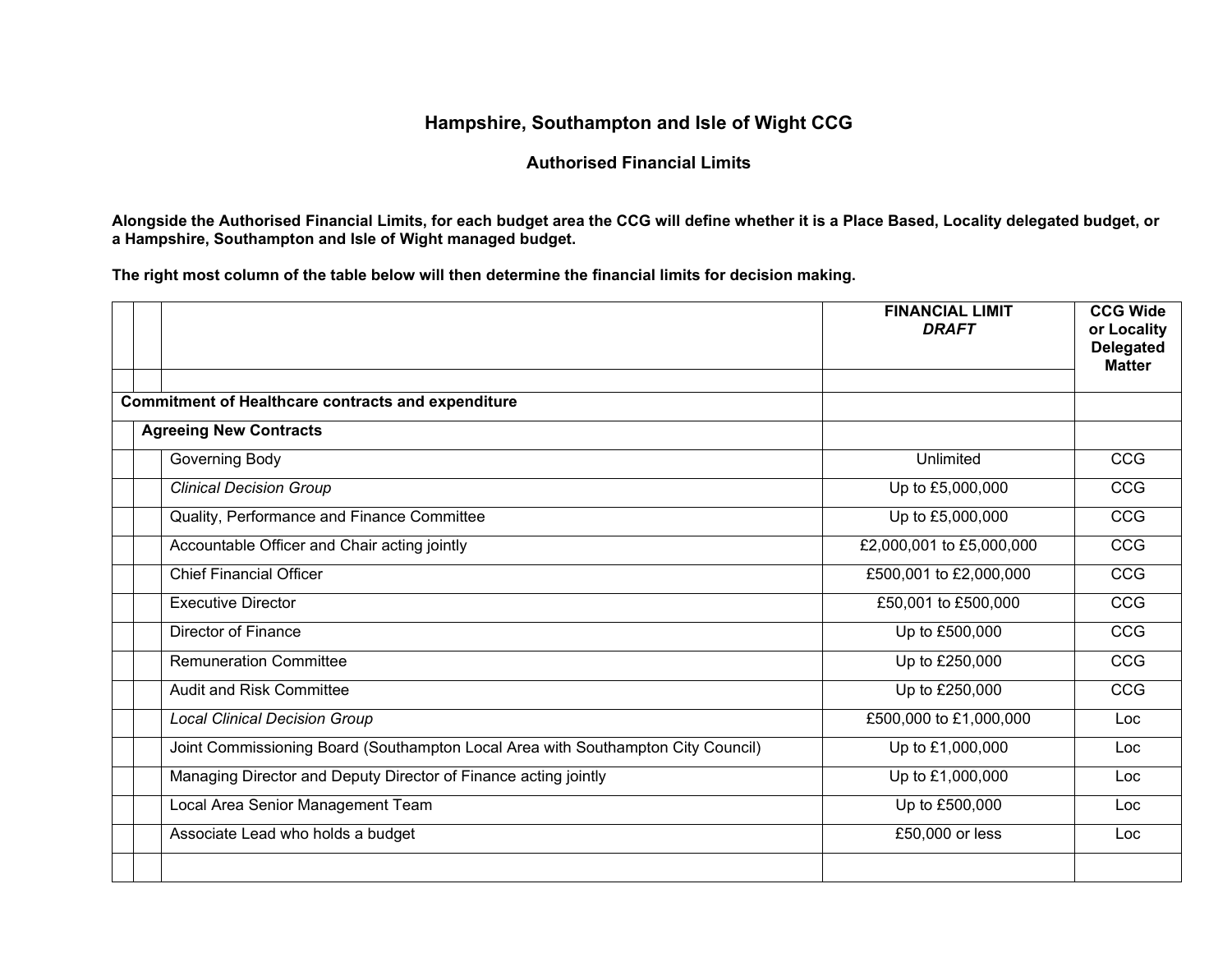# Hampshire, Southampton and Isle of Wight CCG

## Authorised Financial Limits

**Alongside the Authorised Financial Limits, for each budget area the CCG will define whether it is a Place Based, Locality delegated budget, or a Hampshire, Southampton and Isle of Wight managed budget.**

**The right most column of the table below will then determine the financial limits for decision making.**

| | FINANCIAL LIMIT *DRAFT* | CCG Wide or Locality Delegated Matter |
|---|---|---|
| **Commitment of Healthcare contracts and expenditure** | | |
| **Agreeing New Contracts** | | |
| Governing Body | Unlimited | CCG |
| *Clinical Decision Group* | Up to £5,000,000 | CCG |
| Quality, Performance and Finance Committee | Up to £5,000,000 | CCG |
| Accountable Officer and Chair acting jointly | £2,000,001 to £5,000,000 | CCG |
| Chief Financial Officer | £500,001 to £2,000,000 | CCG |
| Executive Director | £50,001 to £500,000 | CCG |
| Director of Finance | Up to £500,000 | CCG |
| Remuneration Committee | Up to £250,000 | CCG |
| Audit and Risk Committee | Up to £250,000 | CCG |
| *Local Clinical Decision Group* | £500,000 to £1,000,000 | Loc |
| Joint Commissioning Board (Southampton Local Area with Southampton City Council) | Up to £1,000,000 | Loc |
| Managing Director and Deputy Director of Finance acting jointly | Up to £1,000,000 | Loc |
| Local Area Senior Management Team | Up to £500,000 | Loc |
| Associate Lead who holds a budget | £50,000 or less | Loc |
| | | |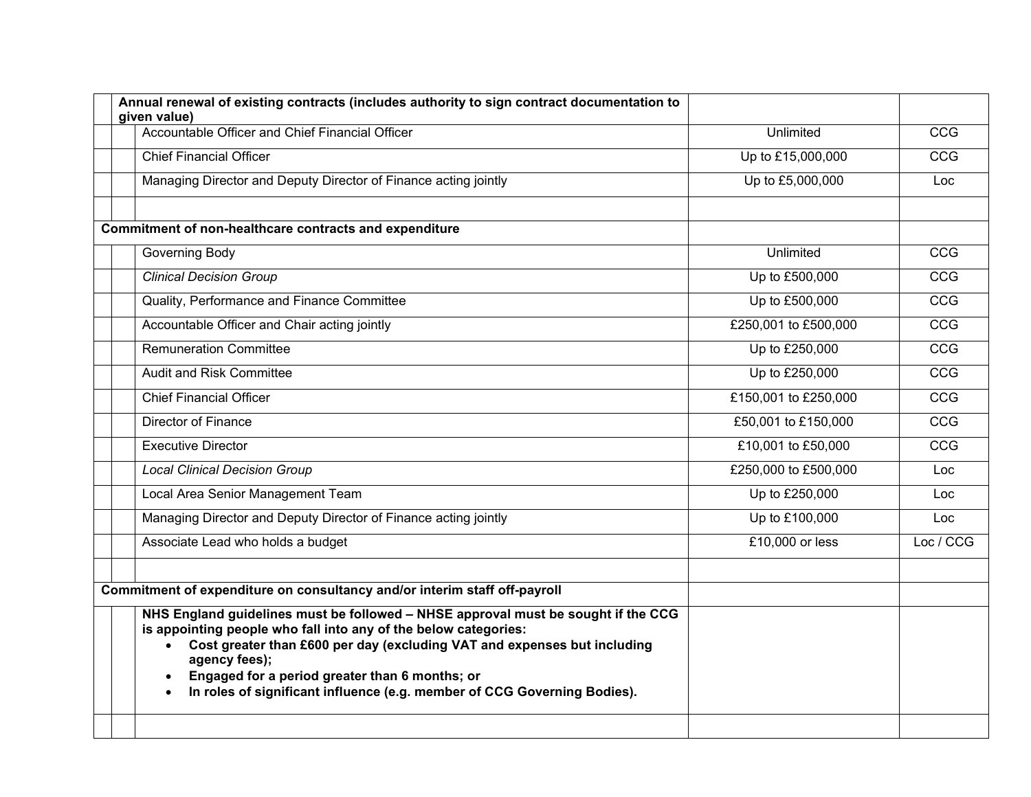| | | | | |
|---|---|---|---|---|
| | **Annual renewal of existing contracts (includes authority to sign contract documentation to given value)** | | | |
| | | Accountable Officer and Chief Financial Officer | Unlimited | CCG |
| | | Chief Financial Officer | Up to £15,000,000 | CCG |
| | | Managing Director and Deputy Director of Finance acting jointly | Up to £5,000,000 | Loc |
| | | | | |
| **Commitment of non-healthcare contracts and expenditure** | | | | |
| | | Governing Body | Unlimited | CCG |
| | | *Clinical Decision Group* | Up to £500,000 | CCG |
| | | Quality, Performance and Finance Committee | Up to £500,000 | CCG |
| | | Accountable Officer and Chair acting jointly | £250,001 to £500,000 | CCG |
| | | Remuneration Committee | Up to £250,000 | CCG |
| | | Audit and Risk Committee | Up to £250,000 | CCG |
| | | Chief Financial Officer | £150,001 to £250,000 | CCG |
| | | Director of Finance | £50,001 to £150,000 | CCG |
| | | Executive Director | £10,001 to £50,000 | CCG |
| | | *Local Clinical Decision Group* | £250,000 to £500,000 | Loc |
| | | Local Area Senior Management Team | Up to £250,000 | Loc |
| | | Managing Director and Deputy Director of Finance acting jointly | Up to £100,000 | Loc |
| | | Associate Lead who holds a budget | £10,000 or less | Loc / CCG |
| | | | | |
| **Commitment of expenditure on consultancy and/or interim staff off-payroll** | | | | |
| | | **NHS England guidelines must be followed – NHSE approval must be sought if the CCG is appointing people who fall into any of the below categories:**<br>• **Cost greater than £600 per day (excluding VAT and expenses but including agency fees);**<br>• **Engaged for a period greater than 6 months; or**<br>• **In roles of significant influence (e.g. member of CCG Governing Bodies).** | | |
| | | | | |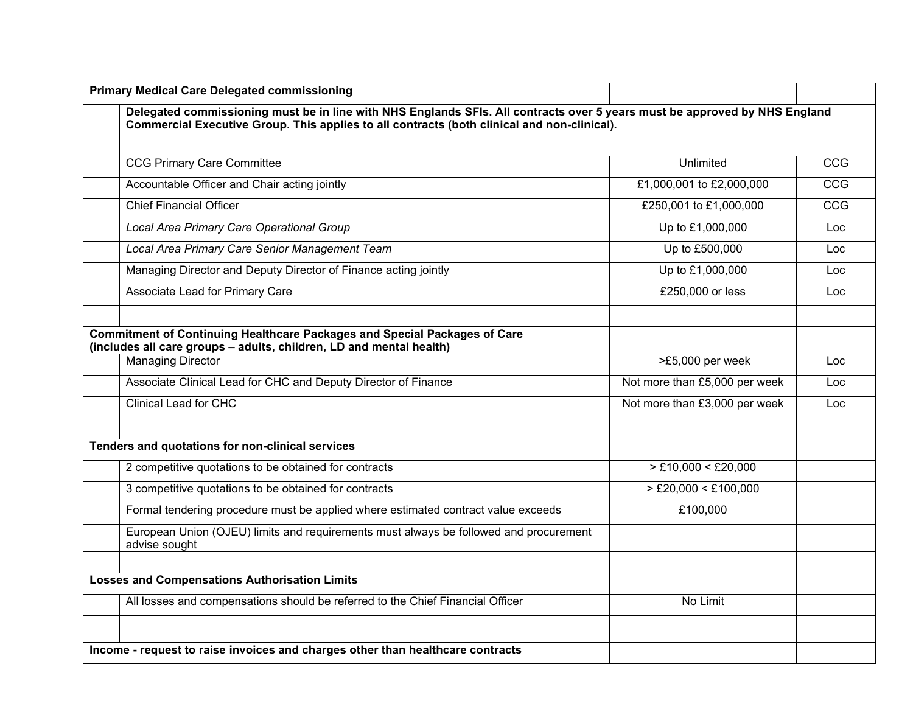| **Primary Medical Care Delegated commissioning** | | | | |
|---|---|---|---|---|
| | | **Delegated commissioning must be in line with NHS Englands SFIs. All contracts over 5 years must be approved by NHS England Commercial Executive Group. This applies to all contracts (both clinical and non-clinical).** | | |
| | | CCG Primary Care Committee | Unlimited | CCG |
| | | Accountable Officer and Chair acting jointly | £1,000,001 to £2,000,000 | CCG |
| | | Chief Financial Officer | £250,001 to £1,000,000 | CCG |
| | | *Local Area Primary Care Operational Group* | Up to £1,000,000 | Loc |
| | | *Local Area Primary Care Senior Management Team* | Up to £500,000 | Loc |
| | | Managing Director and Deputy Director of Finance acting jointly | Up to £1,000,000 | Loc |
| | | Associate Lead for Primary Care | £250,000 or less | Loc |
| | | | | |
| **Commitment of Continuing Healthcare Packages and Special Packages of Care (includes all care groups – adults, children, LD and mental health)** | | | | |
| | | Managing Director | >£5,000 per week | Loc |
| | | Associate Clinical Lead for CHC and Deputy Director of Finance | Not more than £5,000 per week | Loc |
| | | Clinical Lead for CHC | Not more than £3,000 per week | Loc |
| | | | | |
| **Tenders and quotations for non-clinical services** | | | | |
| | | 2 competitive quotations to be obtained for contracts | > £10,000 < £20,000 | |
| | | 3 competitive quotations to be obtained for contracts | > £20,000 < £100,000 | |
| | | Formal tendering procedure must be applied where estimated contract value exceeds | £100,000 | |
| | | European Union (OJEU) limits and requirements must always be followed and procurement advise sought | | |
| | | | | |
| **Losses and Compensations Authorisation Limits** | | | | |
| | | All losses and compensations should be referred to the Chief Financial Officer | No Limit | |
| | | | | |
| **Income - request to raise invoices and charges other than healthcare contracts** | | | | |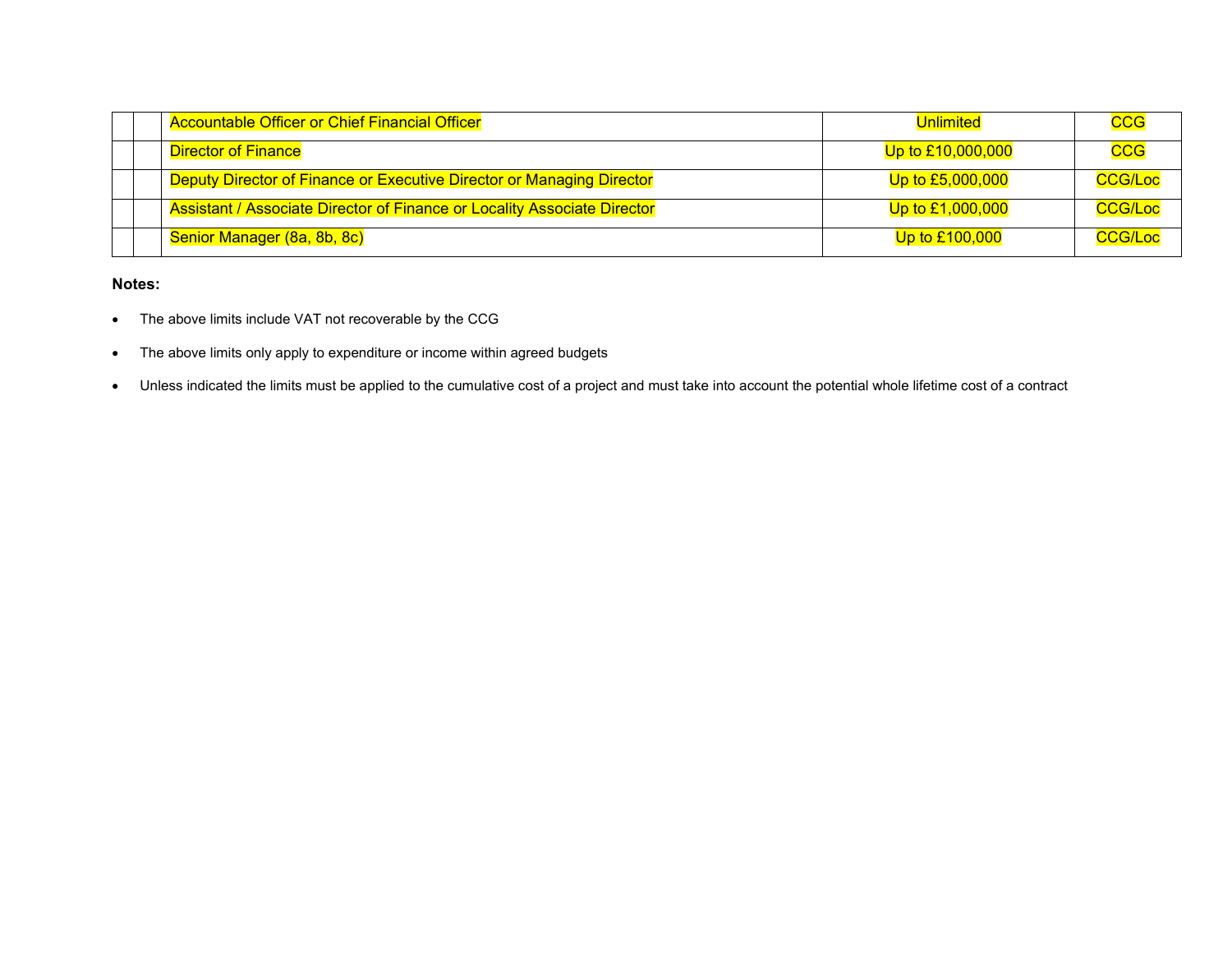| | | | | |
|---|---|---|---|---|
| | | Accountable Officer or Chief Financial Officer | Unlimited | CCG |
| | | Director of Finance | Up to £10,000,000 | CCG |
| | | Deputy Director of Finance or Executive Director or Managing Director | Up to £5,000,000 | CCG/Loc |
| | | Assistant / Associate Director of Finance or Locality Associate Director | Up to £1,000,000 | CCG/Loc |
| | | Senior Manager (8a, 8b, 8c) | Up to £100,000 | CCG/Loc |

**Notes:**

- The above limits include VAT not recoverable by the CCG
- The above limits only apply to expenditure or income within agreed budgets
- Unless indicated the limits must be applied to the cumulative cost of a project and must take into account the potential whole lifetime cost of a contract